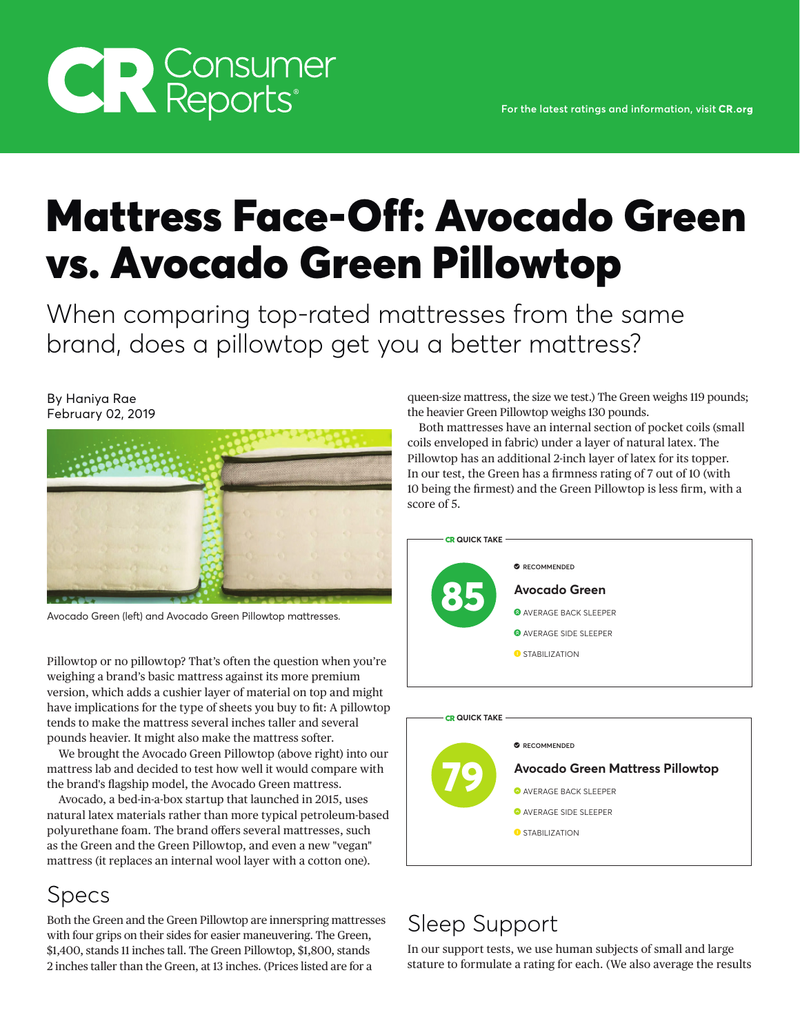# Mattress Face-Off: Avocado Green vs. Avocado Green Pillowtop

When comparing top-rated mattresses from the same brand, does a pillowtop get you a better mattress?

By Haniya Rae
February 02, 2019

Avocado Green (left) and Avocado Green Pillowtop mattresses.

Pillowtop or no pillowtop? That's often the question when you're weighing a brand's basic mattress against its more premium version, which adds a cushier layer of material on top and might have implications for the type of sheets you buy to fit: A pillowtop tends to make the mattress several inches taller and several pounds heavier. It might also make the mattress softer.

We brought the Avocado Green Pillowtop (above right) into our mattress lab and decided to test how well it would compare with the brand's flagship model, the Avocado Green mattress.

Avocado, a bed-in-a-box startup that launched in 2015, uses natural latex materials rather than more typical petroleum-based polyurethane foam. The brand offers several mattresses, such as the Green and the Green Pillowtop, and even a new "vegan" mattress (it replaces an internal wool layer with a cotton one).

## Specs

Both the Green and the Green Pillowtop are innerspring mattresses with four grips on their sides for easier maneuvering. The Green, $1,400, stands 11 inches tall. The Green Pillowtop, $1,800, stands 2 inches taller than the Green, at 13 inches. (Prices listed are for a queen-size mattress, the size we test.) The Green weighs 119 pounds; the heavier Green Pillowtop weighs 130 pounds.

Both mattresses have an internal section of pocket coils (small coils enveloped in fabric) under a layer of natural latex. The Pillowtop has an additional 2-inch layer of latex for its topper. In our test, the Green has a firmness rating of 7 out of 10 (with 10 being the firmest) and the Green Pillowtop is less firm, with a score of 5.

**CR QUICK TAKE**

**85**

RECOMMENDED

**Avocado Green**

- AVERAGE BACK SLEEPER
- AVERAGE SIDE SLEEPER
- STABILIZATION

**CR QUICK TAKE**

**79**

RECOMMENDED

**Avocado Green Mattress Pillowtop**

- AVERAGE BACK SLEEPER
- AVERAGE SIDE SLEEPER
- STABILIZATION

## Sleep Support

In our support tests, we use human subjects of small and large stature to formulate a rating for each. (We also average the results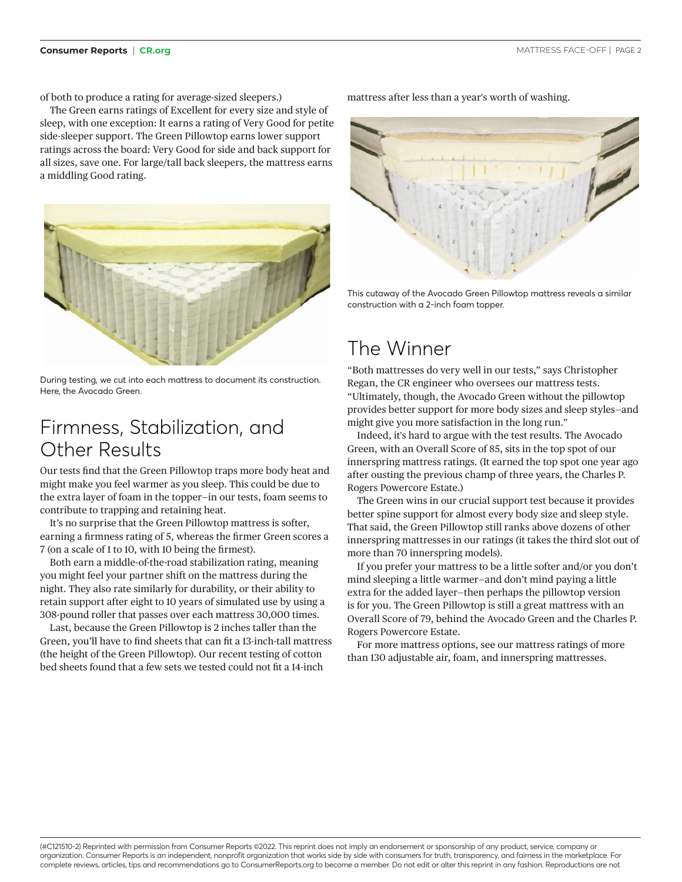of both to produce a rating for average-sized sleepers.)

The Green earns ratings of Excellent for every size and style of sleep, with one exception: It earns a rating of Very Good for petite side-sleeper support. The Green Pillowtop earns lower support ratings across the board: Very Good for side and back support for all sizes, save one. For large/tall back sleepers, the mattress earns a middling Good rating.

During testing, we cut into each mattress to document its construction. Here, the Avocado Green.

## Firmness, Stabilization, and Other Results

Our tests find that the Green Pillowtop traps more body heat and might make you feel warmer as you sleep. This could be due to the extra layer of foam in the topper—in our tests, foam seems to contribute to trapping and retaining heat.

It's no surprise that the Green Pillowtop mattress is softer, earning a firmness rating of 5, whereas the firmer Green scores a 7 (on a scale of 1 to 10, with 10 being the firmest).

Both earn a middle-of-the-road stabilization rating, meaning you might feel your partner shift on the mattress during the night. They also rate similarly for durability, or their ability to retain support after eight to 10 years of simulated use by using a 308-pound roller that passes over each mattress 30,000 times.

Last, because the Green Pillowtop is 2 inches taller than the Green, you'll have to find sheets that can fit a 13-inch-tall mattress (the height of the Green Pillowtop). Our recent testing of cotton bed sheets found that a few sets we tested could not fit a 14-inch mattress after less than a year's worth of washing.

This cutaway of the Avocado Green Pillowtop mattress reveals a similar construction with a 2-inch foam topper.

## The Winner

"Both mattresses do very well in our tests," says Christopher Regan, the CR engineer who oversees our mattress tests. "Ultimately, though, the Avocado Green without the pillowtop provides better support for more body sizes and sleep styles—and might give you more satisfaction in the long run."

Indeed, it's hard to argue with the test results. The Avocado Green, with an Overall Score of 85, sits in the top spot of our innerspring mattress ratings. (It earned the top spot one year ago after ousting the previous champ of three years, the Charles P. Rogers Powercore Estate.)

The Green wins in our crucial support test because it provides better spine support for almost every body size and sleep style. That said, the Green Pillowtop still ranks above dozens of other innerspring mattresses in our ratings (it takes the third slot out of more than 70 innerspring models).

If you prefer your mattress to be a little softer and/or you don't mind sleeping a little warmer—and don't mind paying a little extra for the added layer—then perhaps the pillowtop version is for you. The Green Pillowtop is still a great mattress with an Overall Score of 79, behind the Avocado Green and the Charles P. Rogers Powercore Estate.

For more mattress options, see our mattress ratings of more than 130 adjustable air, foam, and innerspring mattresses.

(#C121510-2) Reprinted with permission from Consumer Reports ©2022. This reprint does not imply an endorsement or sponsorship of any product, service, company or organization. Consumer Reports is an independent, nonprofit organization that works side by side with consumers for truth, transparency, and fairness in the marketplace. For complete reviews, articles, tips and recommendations go to ConsumerReports.org to become a member. Do not edit or alter this reprint in any fashion. Reproductions are not